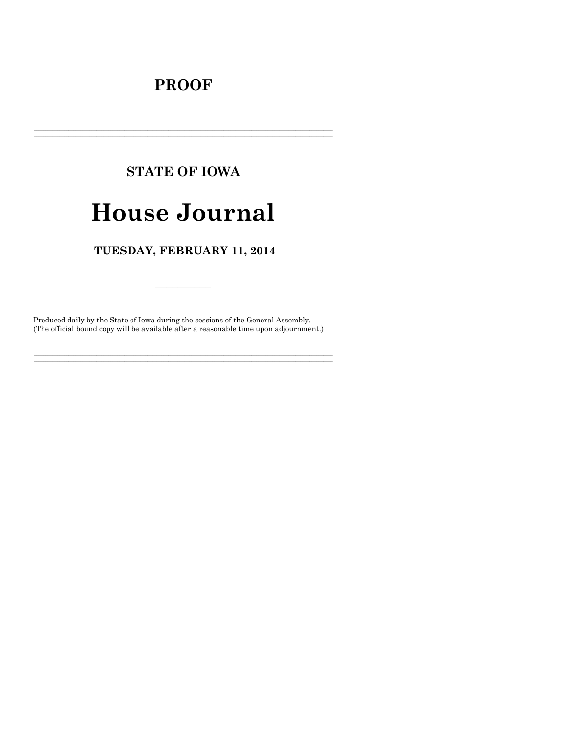# PROOF

---

## STATE OF IOWA

# House Journal

### TUESDAY, FEBRUARY 11, 2014

---

Produced daily by the State of Iowa during the sessions of the General Assembly.
(The official bound copy will be available after a reasonable time upon adjournment.)

---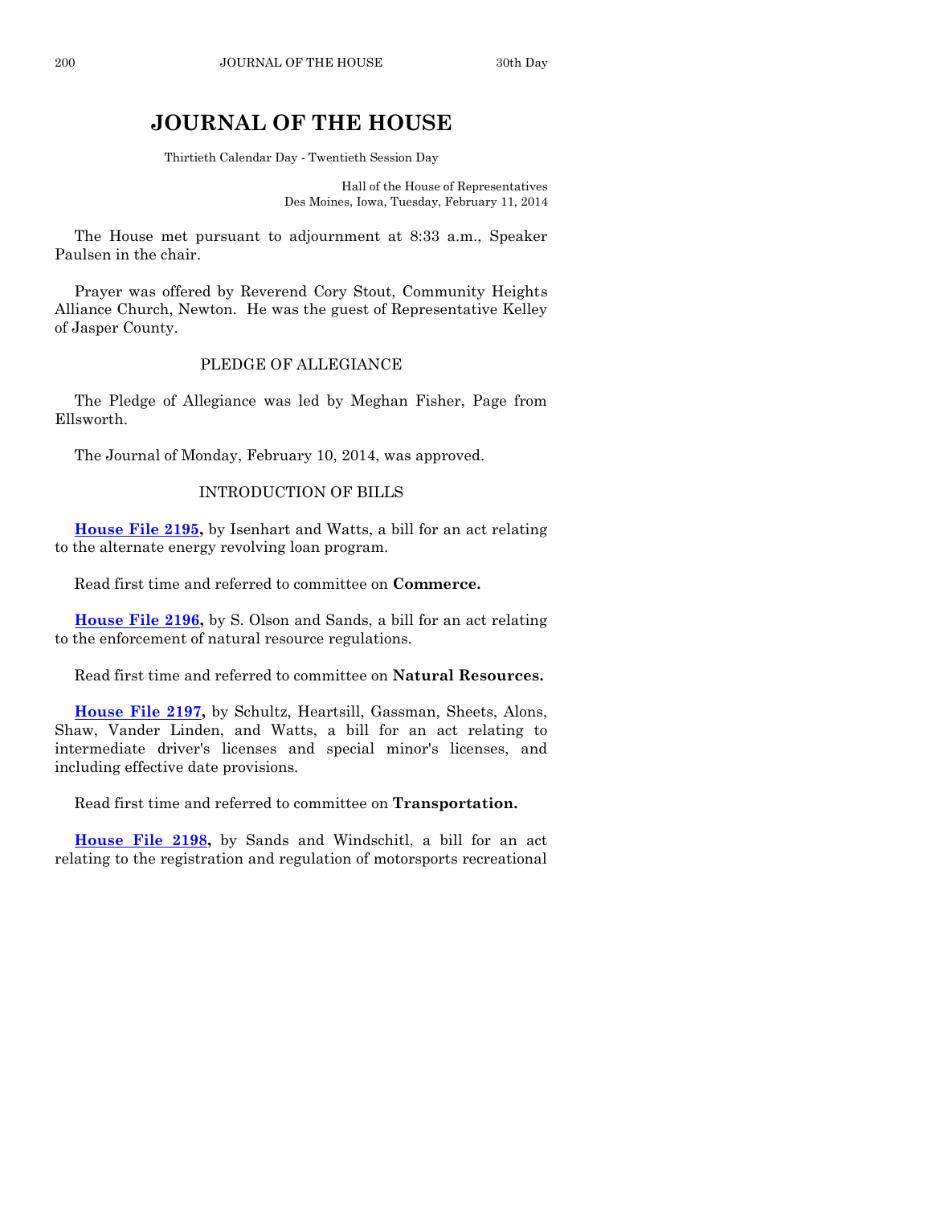# JOURNAL OF THE HOUSE

Thirtieth Calendar Day - Twentieth Session Day

Hall of the House of Representatives
Des Moines, Iowa, Tuesday, February 11, 2014

The House met pursuant to adjournment at 8:33 a.m., Speaker Paulsen in the chair.

Prayer was offered by Reverend Cory Stout, Community Heights Alliance Church, Newton. He was the guest of Representative Kelley of Jasper County.

## PLEDGE OF ALLEGIANCE

The Pledge of Allegiance was led by Meghan Fisher, Page from Ellsworth.

The Journal of Monday, February 10, 2014, was approved.

## INTRODUCTION OF BILLS

**House File 2195,** by Isenhart and Watts, a bill for an act relating to the alternate energy revolving loan program.

Read first time and referred to committee on **Commerce.**

**House File 2196,** by S. Olson and Sands, a bill for an act relating to the enforcement of natural resource regulations.

Read first time and referred to committee on **Natural Resources.**

**House File 2197,** by Schultz, Heartsill, Gassman, Sheets, Alons, Shaw, Vander Linden, and Watts, a bill for an act relating to intermediate driver's licenses and special minor's licenses, and including effective date provisions.

Read first time and referred to committee on **Transportation.**

**House File 2198,** by Sands and Windschitl, a bill for an act relating to the registration and regulation of motorsports recreational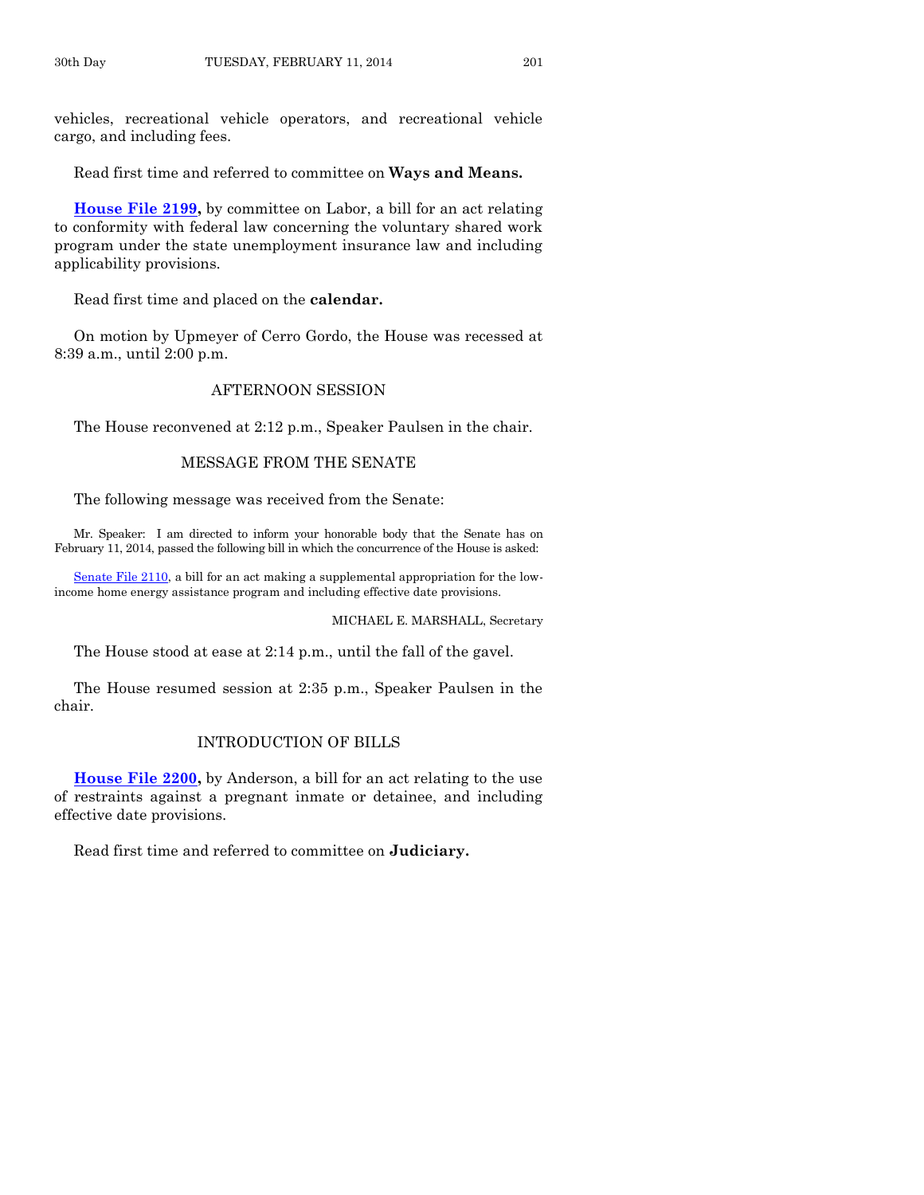vehicles, recreational vehicle operators, and recreational vehicle cargo, and including fees.

Read first time and referred to committee on **Ways and Means.**

**House File 2199,** by committee on Labor, a bill for an act relating to conformity with federal law concerning the voluntary shared work program under the state unemployment insurance law and including applicability provisions.

Read first time and placed on the **calendar.**

On motion by Upmeyer of Cerro Gordo, the House was recessed at 8:39 a.m., until 2:00 p.m.

## AFTERNOON SESSION

The House reconvened at 2:12 p.m., Speaker Paulsen in the chair.

## MESSAGE FROM THE SENATE

The following message was received from the Senate:

Mr. Speaker: I am directed to inform your honorable body that the Senate has on February 11, 2014, passed the following bill in which the concurrence of the House is asked:

Senate File 2110, a bill for an act making a supplemental appropriation for the low-income home energy assistance program and including effective date provisions.

MICHAEL E. MARSHALL, Secretary

The House stood at ease at 2:14 p.m., until the fall of the gavel.

The House resumed session at 2:35 p.m., Speaker Paulsen in the chair.

## INTRODUCTION OF BILLS

**House File 2200,** by Anderson, a bill for an act relating to the use of restraints against a pregnant inmate or detainee, and including effective date provisions.

Read first time and referred to committee on **Judiciary.**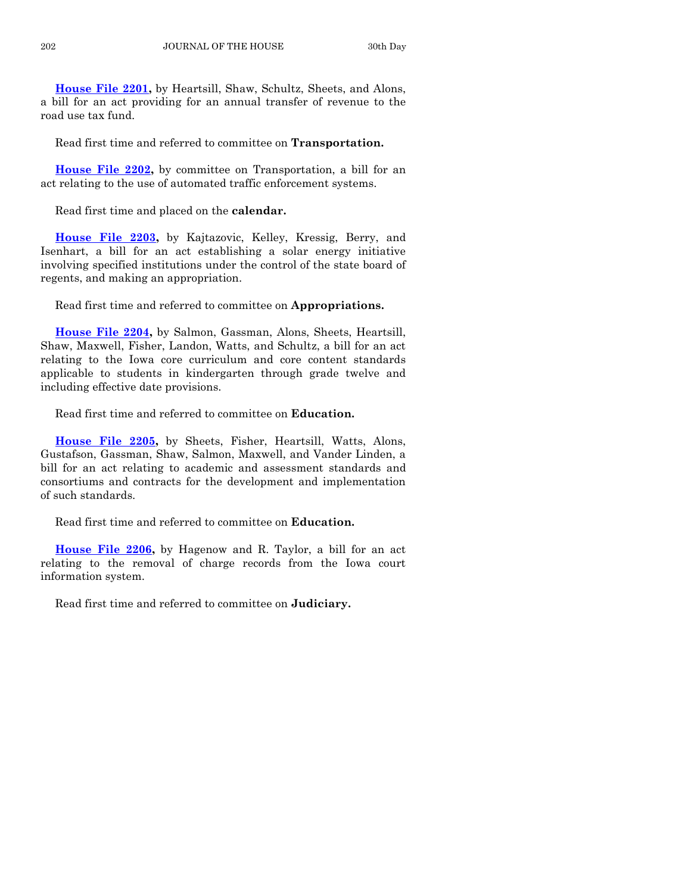**House File 2201,** by Heartsill, Shaw, Schultz, Sheets, and Alons, a bill for an act providing for an annual transfer of revenue to the road use tax fund.

Read first time and referred to committee on **Transportation.**

**House File 2202,** by committee on Transportation, a bill for an act relating to the use of automated traffic enforcement systems.

Read first time and placed on the **calendar.**

**House File 2203,** by Kajtazovic, Kelley, Kressig, Berry, and Isenhart, a bill for an act establishing a solar energy initiative involving specified institutions under the control of the state board of regents, and making an appropriation.

Read first time and referred to committee on **Appropriations.**

**House File 2204,** by Salmon, Gassman, Alons, Sheets, Heartsill, Shaw, Maxwell, Fisher, Landon, Watts, and Schultz, a bill for an act relating to the Iowa core curriculum and core content standards applicable to students in kindergarten through grade twelve and including effective date provisions.

Read first time and referred to committee on **Education.**

**House File 2205,** by Sheets, Fisher, Heartsill, Watts, Alons, Gustafson, Gassman, Shaw, Salmon, Maxwell, and Vander Linden, a bill for an act relating to academic and assessment standards and consortiums and contracts for the development and implementation of such standards.

Read first time and referred to committee on **Education.**

**House File 2206,** by Hagenow and R. Taylor, a bill for an act relating to the removal of charge records from the Iowa court information system.

Read first time and referred to committee on **Judiciary.**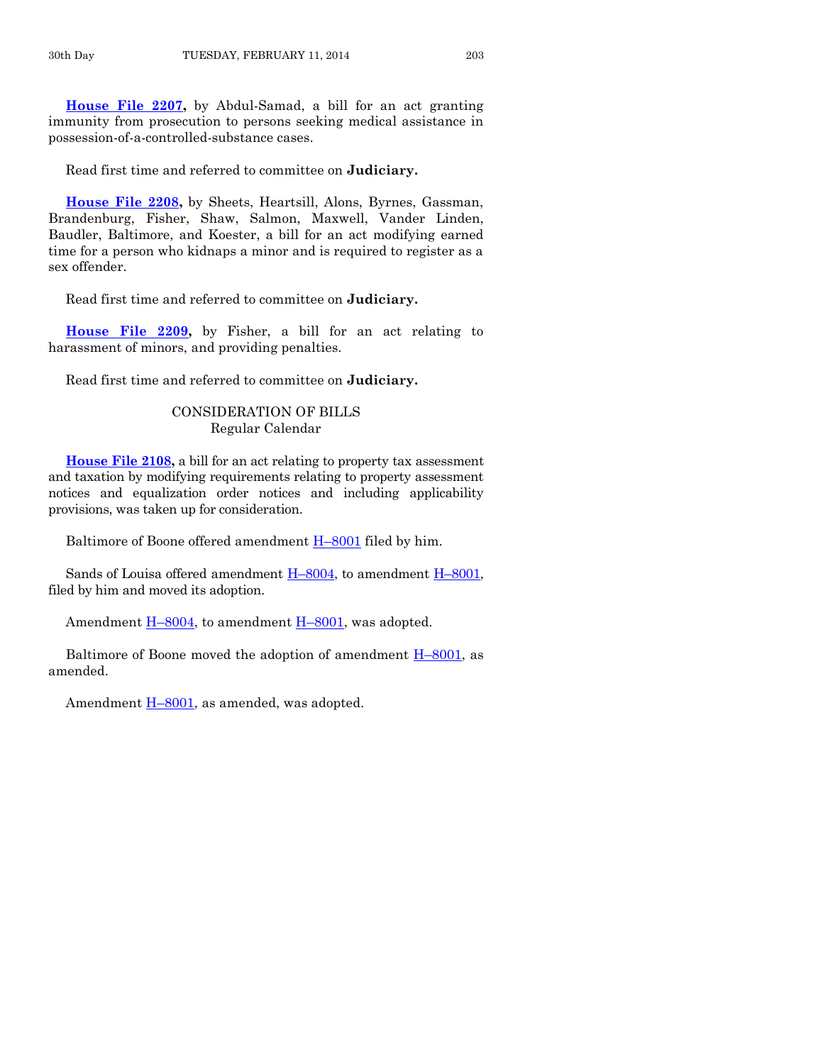**House File 2207,** by Abdul-Samad, a bill for an act granting immunity from prosecution to persons seeking medical assistance in possession-of-a-controlled-substance cases.

Read first time and referred to committee on **Judiciary.**

**House File 2208,** by Sheets, Heartsill, Alons, Byrnes, Gassman, Brandenburg, Fisher, Shaw, Salmon, Maxwell, Vander Linden, Baudler, Baltimore, and Koester, a bill for an act modifying earned time for a person who kidnaps a minor and is required to register as a sex offender.

Read first time and referred to committee on **Judiciary.**

**House File 2209,** by Fisher, a bill for an act relating to harassment of minors, and providing penalties.

Read first time and referred to committee on **Judiciary.**

CONSIDERATION OF BILLS
Regular Calendar

**House File 2108,** a bill for an act relating to property tax assessment and taxation by modifying requirements relating to property assessment notices and equalization order notices and including applicability provisions, was taken up for consideration.

Baltimore of Boone offered amendment H–8001 filed by him.

Sands of Louisa offered amendment H–8004, to amendment H–8001, filed by him and moved its adoption.

Amendment H–8004, to amendment H–8001, was adopted.

Baltimore of Boone moved the adoption of amendment H–8001, as amended.

Amendment H–8001, as amended, was adopted.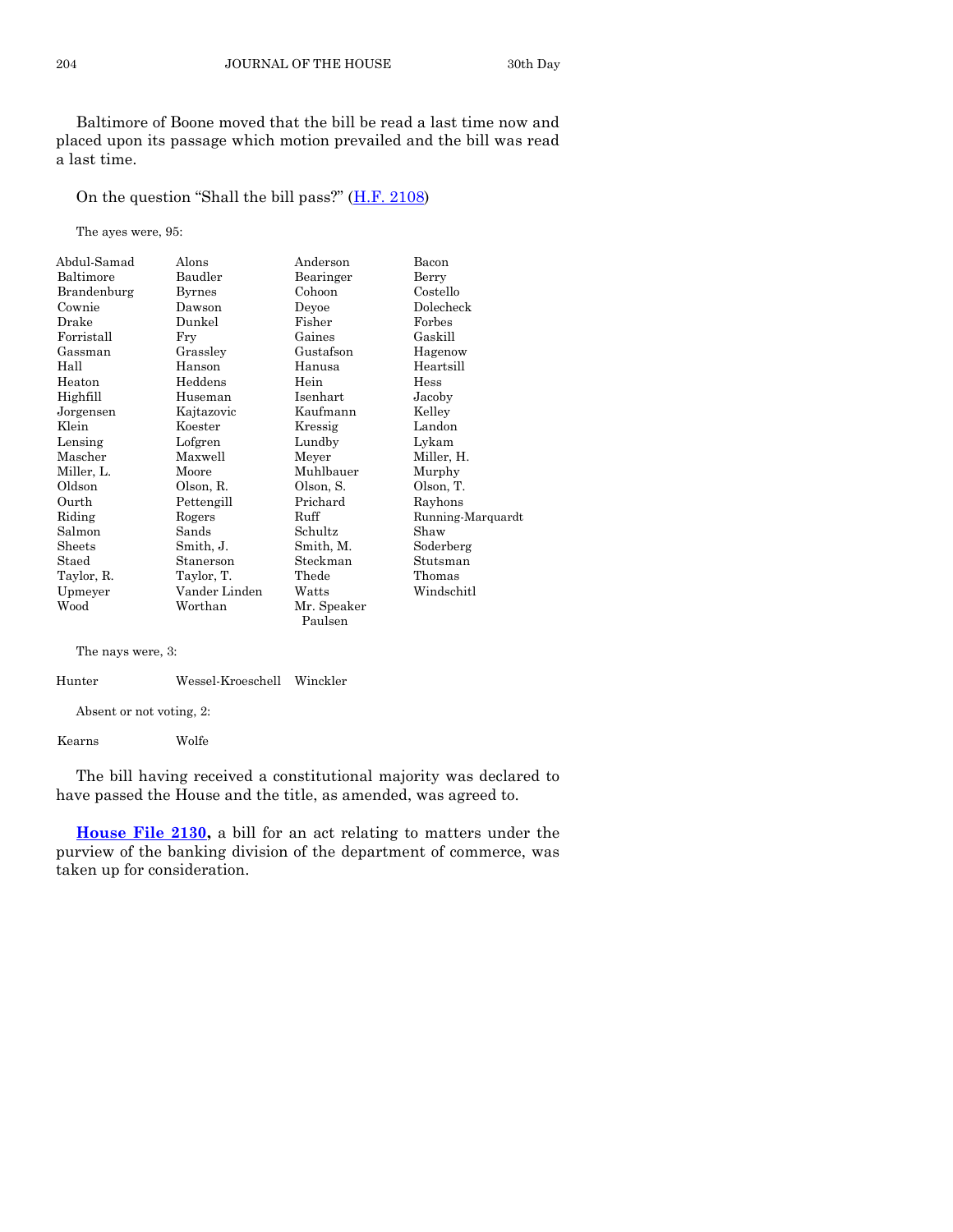Baltimore of Boone moved that the bill be read a last time now and placed upon its passage which motion prevailed and the bill was read a last time.

On the question "Shall the bill pass?" (H.F. 2108)

The ayes were, 95:

| | | | |
|---|---|---|---|
| Abdul-Samad | Alons | Anderson | Bacon |
| Baltimore | Baudler | Bearinger | Berry |
| Brandenburg | Byrnes | Cohoon | Costello |
| Cownie | Dawson | Deyoe | Dolecheck |
| Drake | Dunkel | Fisher | Forbes |
| Forristall | Fry | Gaines | Gaskill |
| Gassman | Grassley | Gustafson | Hagenow |
| Hall | Hanson | Hanusa | Heartsill |
| Heaton | Heddens | Hein | Hess |
| Highfill | Huseman | Isenhart | Jacoby |
| Jorgensen | Kajtazovic | Kaufmann | Kelley |
| Klein | Koester | Kressig | Landon |
| Lensing | Lofgren | Lundby | Lykam |
| Mascher | Maxwell | Meyer | Miller, H. |
| Miller, L. | Moore | Muhlbauer | Murphy |
| Oldson | Olson, R. | Olson, S. | Olson, T. |
| Ourth | Pettengill | Prichard | Rayhons |
| Riding | Rogers | Ruff | Running-Marquardt |
| Salmon | Sands | Schultz | Shaw |
| Sheets | Smith, J. | Smith, M. | Soderberg |
| Staed | Stanerson | Steckman | Stutsman |
| Taylor, R. | Taylor, T. | Thede | Thomas |
| Upmeyer | Vander Linden | Watts | Windschitl |
| Wood | Worthan | Mr. Speaker Paulsen | |

The nays were, 3:

| | | |
|---|---|---|
| Hunter | Wessel-Kroeschell | Winckler |

Absent or not voting, 2:

| | |
|---|---|
| Kearns | Wolfe |

The bill having received a constitutional majority was declared to have passed the House and the title, as amended, was agreed to.

**House File 2130,** a bill for an act relating to matters under the purview of the banking division of the department of commerce, was taken up for consideration.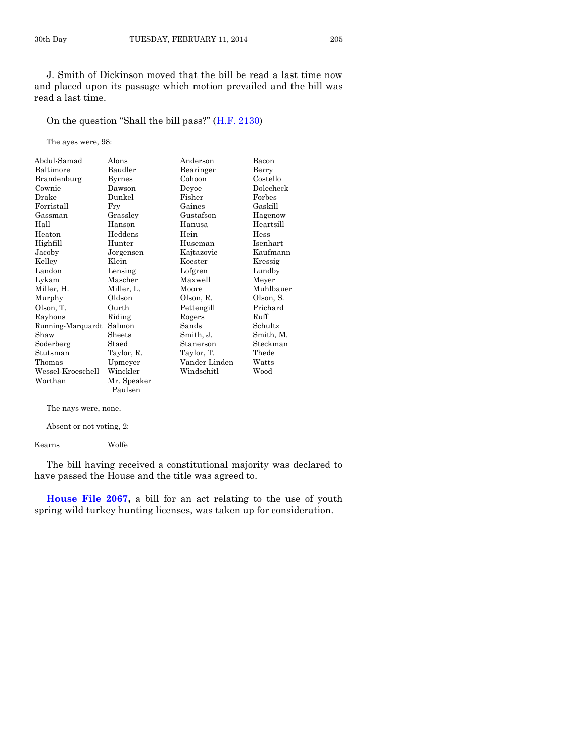J. Smith of Dickinson moved that the bill be read a last time now and placed upon its passage which motion prevailed and the bill was read a last time.

On the question "Shall the bill pass?" (H.F. 2130)

The ayes were, 98:

| | | | |
|---|---|---|---|
| Abdul-Samad | Alons | Anderson | Bacon |
| Baltimore | Baudler | Bearinger | Berry |
| Brandenburg | Byrnes | Cohoon | Costello |
| Cownie | Dawson | Deyoe | Dolecheck |
| Drake | Dunkel | Fisher | Forbes |
| Forristall | Fry | Gaines | Gaskill |
| Gassman | Grassley | Gustafson | Hagenow |
| Hall | Hanson | Hanusa | Heartsill |
| Heaton | Heddens | Hein | Hess |
| Highfill | Hunter | Huseman | Isenhart |
| Jacoby | Jorgensen | Kajtazovic | Kaufmann |
| Kelley | Klein | Koester | Kressig |
| Landon | Lensing | Lofgren | Lundby |
| Lykam | Mascher | Maxwell | Meyer |
| Miller, H. | Miller, L. | Moore | Muhlbauer |
| Murphy | Oldson | Olson, R. | Olson, S. |
| Olson, T. | Ourth | Pettengill | Prichard |
| Rayhons | Riding | Rogers | Ruff |
| Running-Marquardt | Salmon | Sands | Schultz |
| Shaw | Sheets | Smith, J. | Smith, M. |
| Soderberg | Staed | Stanerson | Steckman |
| Stutsman | Taylor, R. | Taylor, T. | Thede |
| Thomas | Upmeyer | Vander Linden | Watts |
| Wessel-Kroeschell | Winckler | Windschitl | Wood |
| Worthan | Mr. Speaker Paulsen | | |

The nays were, none.

Absent or not voting, 2:

| | |
|---|---|
| Kearns | Wolfe |

The bill having received a constitutional majority was declared to have passed the House and the title was agreed to.

**House File 2067,** a bill for an act relating to the use of youth spring wild turkey hunting licenses, was taken up for consideration.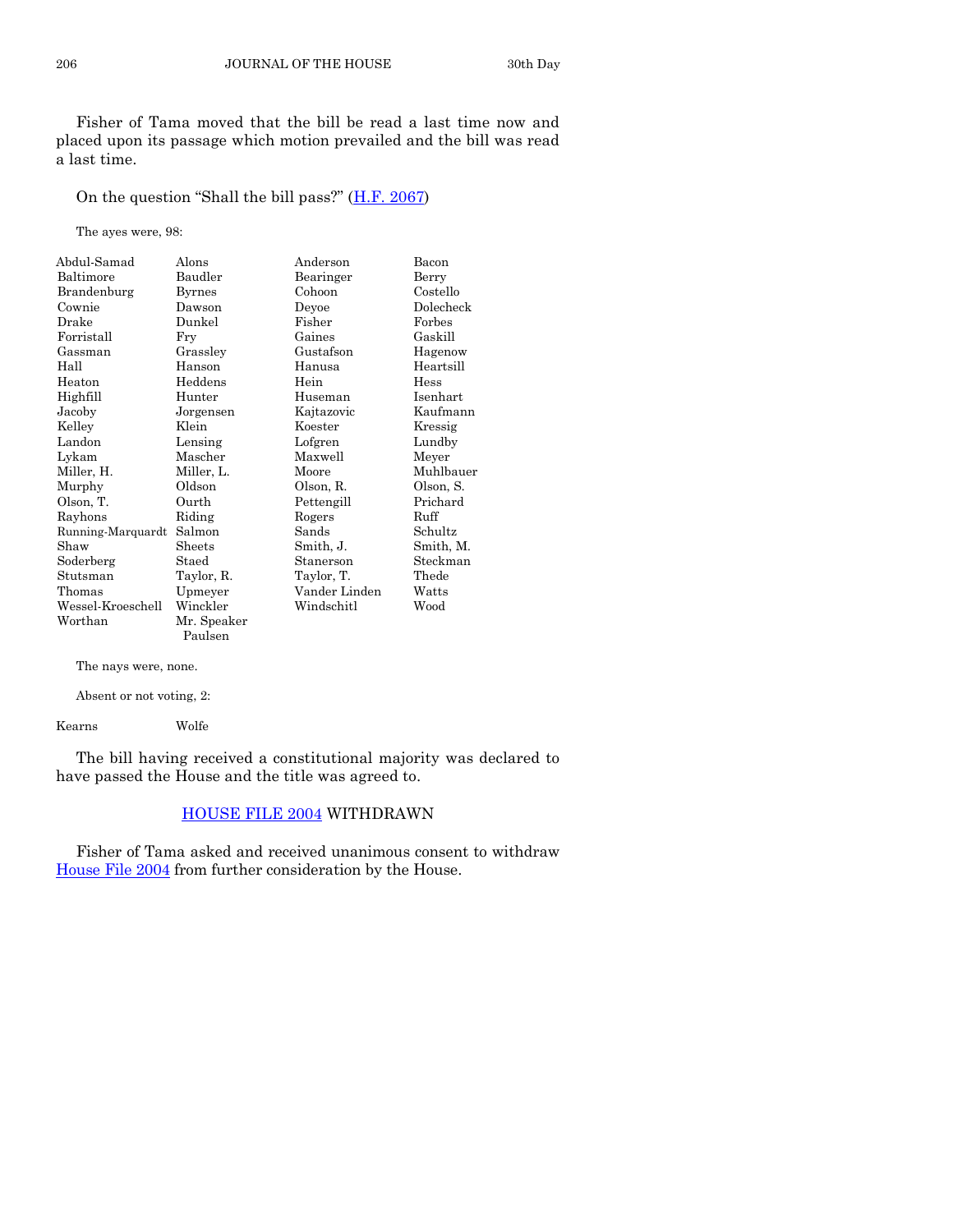Fisher of Tama moved that the bill be read a last time now and placed upon its passage which motion prevailed and the bill was read a last time.

On the question "Shall the bill pass?" (H.F. 2067)

The ayes were, 98:

| | | | |
|---|---|---|---|
| Abdul-Samad | Alons | Anderson | Bacon |
| Baltimore | Baudler | Bearinger | Berry |
| Brandenburg | Byrnes | Cohoon | Costello |
| Cownie | Dawson | Deyoe | Dolecheck |
| Drake | Dunkel | Fisher | Forbes |
| Forristall | Fry | Gaines | Gaskill |
| Gassman | Grassley | Gustafson | Hagenow |
| Hall | Hanson | Hanusa | Heartsill |
| Heaton | Heddens | Hein | Hess |
| Highfill | Hunter | Huseman | Isenhart |
| Jacoby | Jorgensen | Kajtazovic | Kaufmann |
| Kelley | Klein | Koester | Kressig |
| Landon | Lensing | Lofgren | Lundby |
| Lykam | Mascher | Maxwell | Meyer |
| Miller, H. | Miller, L. | Moore | Muhlbauer |
| Murphy | Oldson | Olson, R. | Olson, S. |
| Olson, T. | Ourth | Pettengill | Prichard |
| Rayhons | Riding | Rogers | Ruff |
| Running-Marquardt | Salmon | Sands | Schultz |
| Shaw | Sheets | Smith, J. | Smith, M. |
| Soderberg | Staed | Stanerson | Steckman |
| Stutsman | Taylor, R. | Taylor, T. | Thede |
| Thomas | Upmeyer | Vander Linden | Watts |
| Wessel-Kroeschell | Winckler | Windschitl | Wood |
| Worthan | Mr. Speaker Paulsen | | |

The nays were, none.

Absent or not voting, 2:

| | |
|---|---|
| Kearns | Wolfe |

The bill having received a constitutional majority was declared to have passed the House and the title was agreed to.

## HOUSE FILE 2004 WITHDRAWN

Fisher of Tama asked and received unanimous consent to withdraw House File 2004 from further consideration by the House.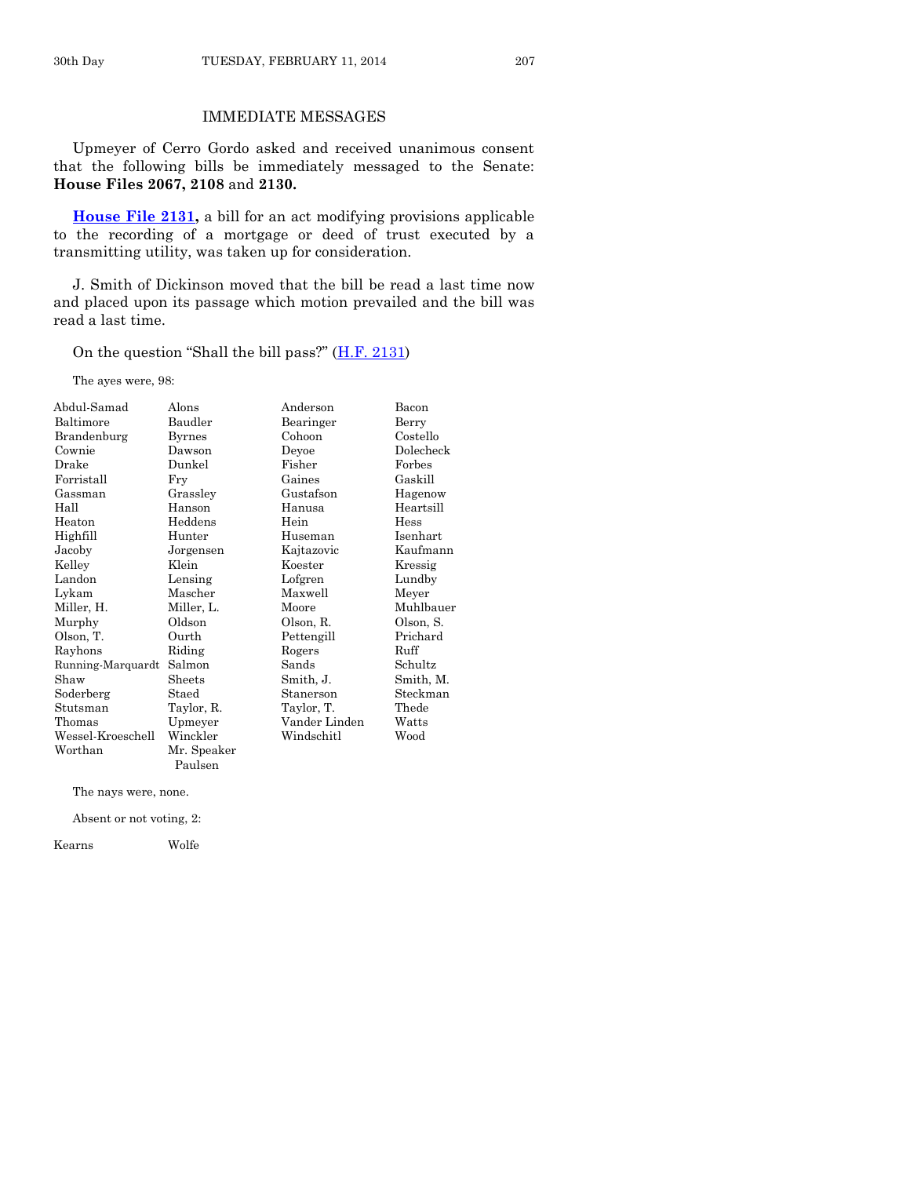## IMMEDIATE MESSAGES

Upmeyer of Cerro Gordo asked and received unanimous consent that the following bills be immediately messaged to the Senate: **House Files 2067, 2108** and **2130.**

**House File 2131,** a bill for an act modifying provisions applicable to the recording of a mortgage or deed of trust executed by a transmitting utility, was taken up for consideration.

J. Smith of Dickinson moved that the bill be read a last time now and placed upon its passage which motion prevailed and the bill was read a last time.

On the question "Shall the bill pass?" (H.F. 2131)

The ayes were, 98:

| | | | |
|---|---|---|---|
| Abdul-Samad | Alons | Anderson | Bacon |
| Baltimore | Baudler | Bearinger | Berry |
| Brandenburg | Byrnes | Cohoon | Costello |
| Cownie | Dawson | Deyoe | Dolecheck |
| Drake | Dunkel | Fisher | Forbes |
| Forristall | Fry | Gaines | Gaskill |
| Gassman | Grassley | Gustafson | Hagenow |
| Hall | Hanson | Hanusa | Heartsill |
| Heaton | Heddens | Hein | Hess |
| Highfill | Hunter | Huseman | Isenhart |
| Jacoby | Jorgensen | Kajtazovic | Kaufmann |
| Kelley | Klein | Koester | Kressig |
| Landon | Lensing | Lofgren | Lundby |
| Lykam | Mascher | Maxwell | Meyer |
| Miller, H. | Miller, L. | Moore | Muhlbauer |
| Murphy | Oldson | Olson, R. | Olson, S. |
| Olson, T. | Ourth | Pettengill | Prichard |
| Rayhons | Riding | Rogers | Ruff |
| Running-Marquardt | Salmon | Sands | Schultz |
| Shaw | Sheets | Smith, J. | Smith, M. |
| Soderberg | Staed | Stanerson | Steckman |
| Stutsman | Taylor, R. | Taylor, T. | Thede |
| Thomas | Upmeyer | Vander Linden | Watts |
| Wessel-Kroeschell | Winckler | Windschitl | Wood |
| Worthan | Mr. Speaker Paulsen | | |

The nays were, none.

Absent or not voting, 2:

| | |
|---|---|
| Kearns | Wolfe |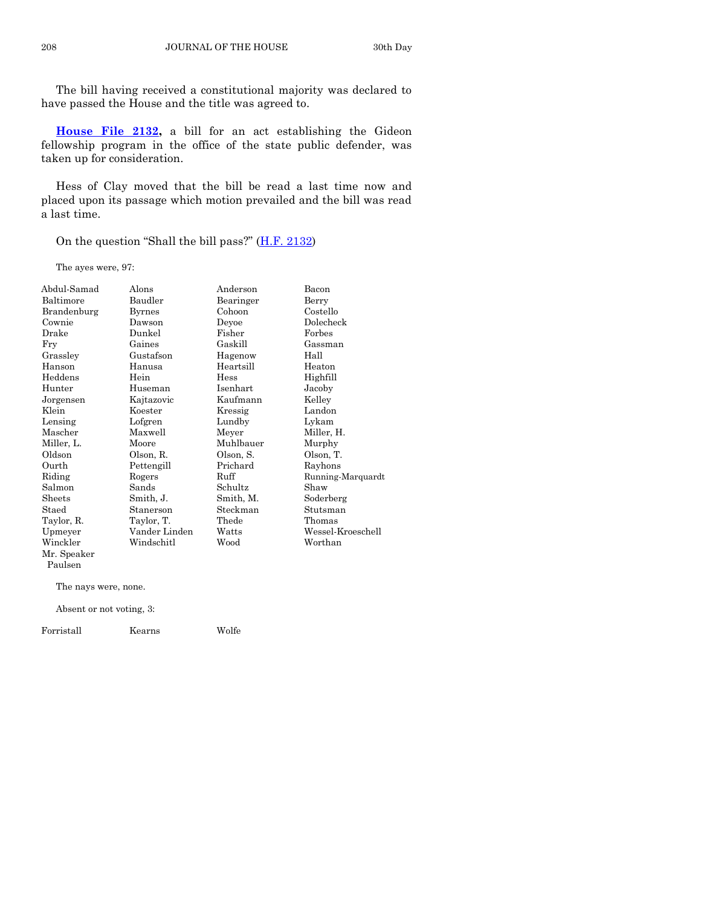The bill having received a constitutional majority was declared to have passed the House and the title was agreed to.

**House File 2132**, a bill for an act establishing the Gideon fellowship program in the office of the state public defender, was taken up for consideration.

Hess of Clay moved that the bill be read a last time now and placed upon its passage which motion prevailed and the bill was read a last time.

On the question "Shall the bill pass?" (H.F. 2132)

The ayes were, 97:

| | | | |
|---|---|---|---|
| Abdul-Samad | Alons | Anderson | Bacon |
| Baltimore | Baudler | Bearinger | Berry |
| Brandenburg | Byrnes | Cohoon | Costello |
| Cownie | Dawson | Deyoe | Dolecheck |
| Drake | Dunkel | Fisher | Forbes |
| Fry | Gaines | Gaskill | Gassman |
| Grassley | Gustafson | Hagenow | Hall |
| Hanson | Hanusa | Heartsill | Heaton |
| Heddens | Hein | Hess | Highfill |
| Hunter | Huseman | Isenhart | Jacoby |
| Jorgensen | Kajtazovic | Kaufmann | Kelley |
| Klein | Koester | Kressig | Landon |
| Lensing | Lofgren | Lundby | Lykam |
| Mascher | Maxwell | Meyer | Miller, H. |
| Miller, L. | Moore | Muhlbauer | Murphy |
| Oldson | Olson, R. | Olson, S. | Olson, T. |
| Ourth | Pettengill | Prichard | Rayhons |
| Riding | Rogers | Ruff | Running-Marquardt |
| Salmon | Sands | Schultz | Shaw |
| Sheets | Smith, J. | Smith, M. | Soderberg |
| Staed | Stanerson | Steckman | Stutsman |
| Taylor, R. | Taylor, T. | Thede | Thomas |
| Upmeyer | Vander Linden | Watts | Wessel-Kroeschell |
| Winckler | Windschitl | Wood | Worthan |
| Mr. Speaker Paulsen | | | |

The nays were, none.

Absent or not voting, 3:

| | | |
|---|---|---|
| Forristall | Kearns | Wolfe |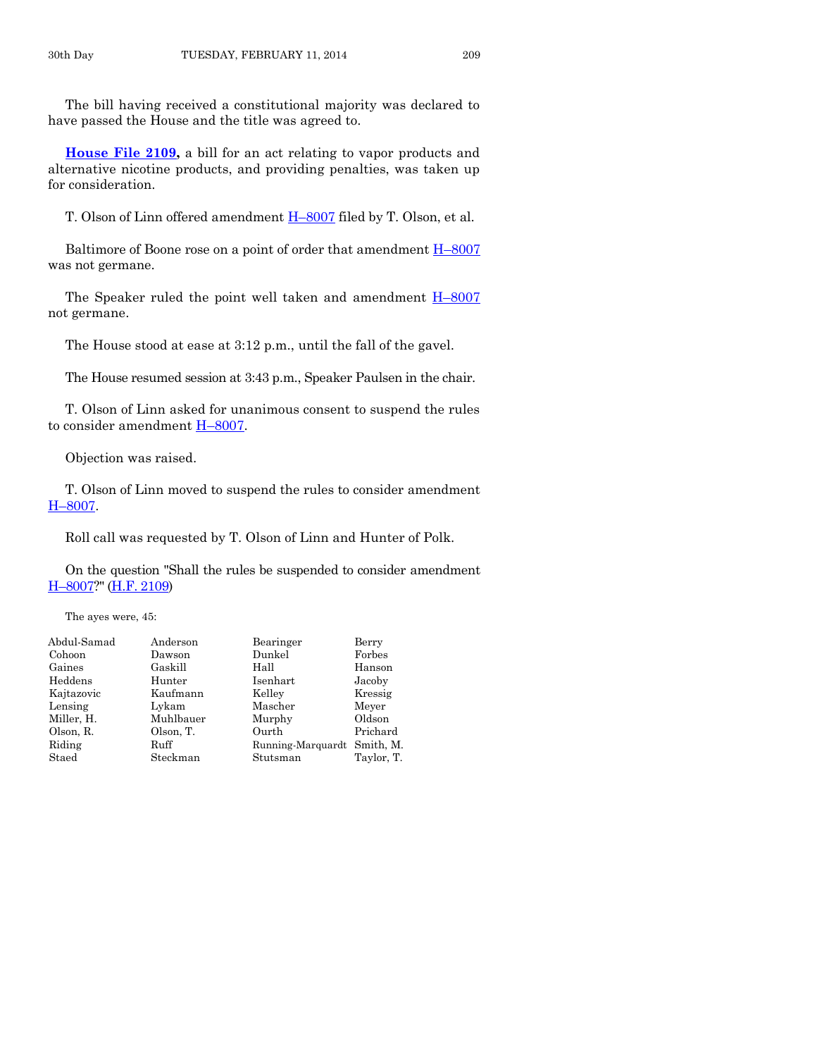The bill having received a constitutional majority was declared to have passed the House and the title was agreed to.

**House File 2109,** a bill for an act relating to vapor products and alternative nicotine products, and providing penalties, was taken up for consideration.

T. Olson of Linn offered amendment H–8007 filed by T. Olson, et al.

Baltimore of Boone rose on a point of order that amendment H–8007 was not germane.

The Speaker ruled the point well taken and amendment H–8007 not germane.

The House stood at ease at 3:12 p.m., until the fall of the gavel.

The House resumed session at 3:43 p.m., Speaker Paulsen in the chair.

T. Olson of Linn asked for unanimous consent to suspend the rules to consider amendment H–8007.

Objection was raised.

T. Olson of Linn moved to suspend the rules to consider amendment H–8007.

Roll call was requested by T. Olson of Linn and Hunter of Polk.

On the question "Shall the rules be suspended to consider amendment H–8007?" (H.F. 2109)

The ayes were, 45:

| | | | |
|---|---|---|---|
| Abdul-Samad | Anderson | Bearinger | Berry |
| Cohoon | Dawson | Dunkel | Forbes |
| Gaines | Gaskill | Hall | Hanson |
| Heddens | Hunter | Isenhart | Jacoby |
| Kajtazovic | Kaufmann | Kelley | Kressig |
| Lensing | Lykam | Mascher | Meyer |
| Miller, H. | Muhlbauer | Murphy | Oldson |
| Olson, R. | Olson, T. | Ourth | Prichard |
| Riding | Ruff | Running-Marquardt | Smith, M. |
| Staed | Steckman | Stutsman | Taylor, T. |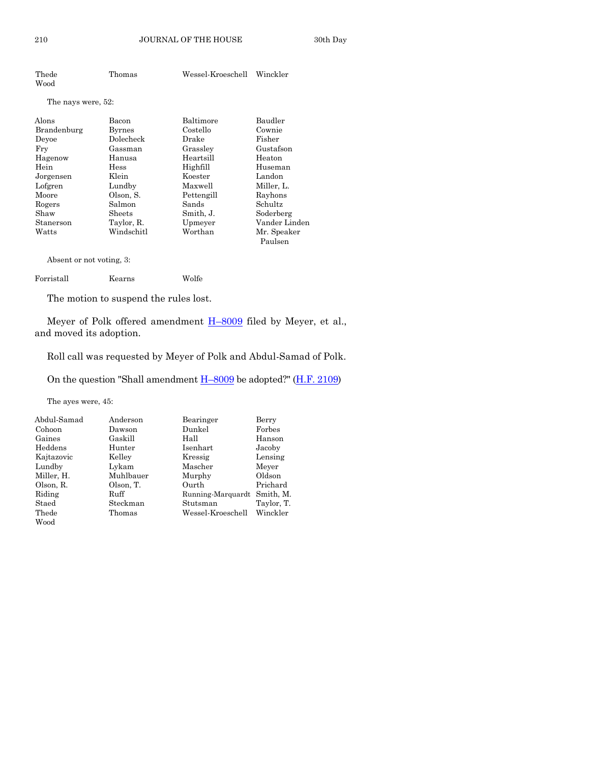| | | | |
|---|---|---|---|
| Thede | Thomas | Wessel-Kroeschell | Winckler |
| Wood | | | |

The nays were, 52:

| | | | |
|---|---|---|---|
| Alons | Bacon | Baltimore | Baudler |
| Brandenburg | Byrnes | Costello | Cownie |
| Deyoe | Dolecheck | Drake | Fisher |
| Fry | Gassman | Grassley | Gustafson |
| Hagenow | Hanusa | Heartsill | Heaton |
| Hein | Hess | Highfill | Huseman |
| Jorgensen | Klein | Koester | Landon |
| Lofgren | Lundby | Maxwell | Miller, L. |
| Moore | Olson, S. | Pettengill | Rayhons |
| Rogers | Salmon | Sands | Schultz |
| Shaw | Sheets | Smith, J. | Soderberg |
| Stanerson | Taylor, R. | Upmeyer | Vander Linden |
| Watts | Windschitl | Worthan | Mr. Speaker Paulsen |

Absent or not voting, 3:

| | | |
|---|---|---|
| Forristall | Kearns | Wolfe |

The motion to suspend the rules lost.

Meyer of Polk offered amendment H–8009 filed by Meyer, et al., and moved its adoption.

Roll call was requested by Meyer of Polk and Abdul-Samad of Polk.

On the question "Shall amendment H–8009 be adopted?" (H.F. 2109)

The ayes were, 45:

| | | | |
|---|---|---|---|
| Abdul-Samad | Anderson | Bearinger | Berry |
| Cohoon | Dawson | Dunkel | Forbes |
| Gaines | Gaskill | Hall | Hanson |
| Heddens | Hunter | Isenhart | Jacoby |
| Kajtazovic | Kelley | Kressig | Lensing |
| Lundby | Lykam | Mascher | Meyer |
| Miller, H. | Muhlbauer | Murphy | Oldson |
| Olson, R. | Olson, T. | Ourth | Prichard |
| Riding | Ruff | Running-Marquardt | Smith, M. |
| Staed | Steckman | Stutsman | Taylor, T. |
| Thede | Thomas | Wessel-Kroeschell | Winckler |
| Wood | | | |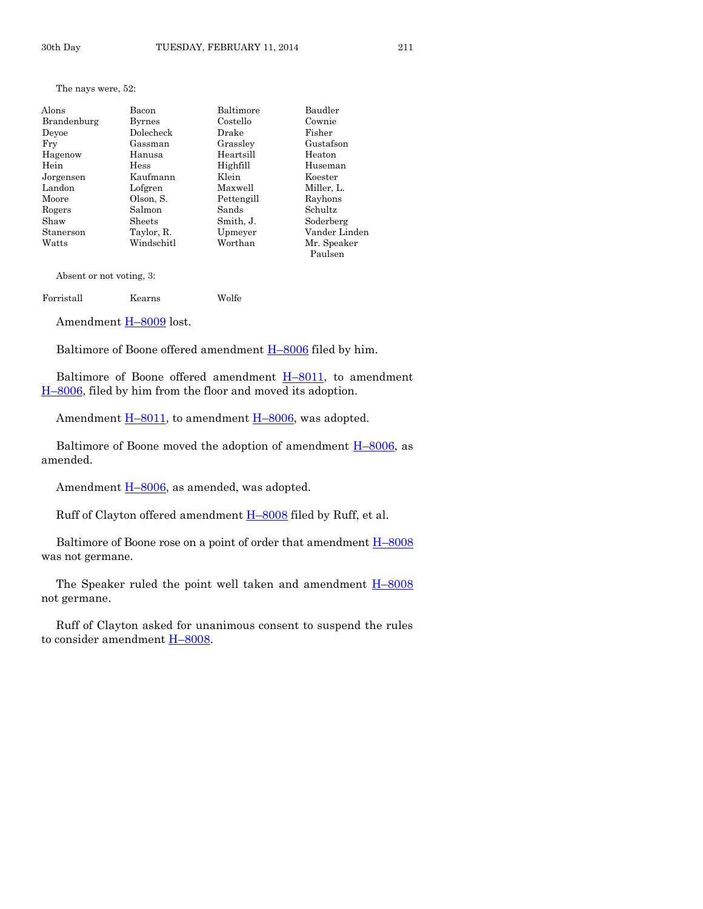The nays were, 52:

| | | | |
|---|---|---|---|
| Alons | Bacon | Baltimore | Baudler |
| Brandenburg | Byrnes | Costello | Cownie |
| Deyoe | Dolecheck | Drake | Fisher |
| Fry | Gassman | Grassley | Gustafson |
| Hagenow | Hanusa | Heartsill | Heaton |
| Hein | Hess | Highfill | Huseman |
| Jorgensen | Kaufmann | Klein | Koester |
| Landon | Lofgren | Maxwell | Miller, L. |
| Moore | Olson, S. | Pettengill | Rayhons |
| Rogers | Salmon | Sands | Schultz |
| Shaw | Sheets | Smith, J. | Soderberg |
| Stanerson | Taylor, R. | Upmeyer | Vander Linden |
| Watts | Windschitl | Worthan | Mr. Speaker Paulsen |

Absent or not voting, 3:

| | | |
|---|---|---|
| Forristall | Kearns | Wolfe |

Amendment H–8009 lost.

Baltimore of Boone offered amendment H–8006 filed by him.

Baltimore of Boone offered amendment H–8011, to amendment H–8006, filed by him from the floor and moved its adoption.

Amendment H–8011, to amendment H–8006, was adopted.

Baltimore of Boone moved the adoption of amendment H–8006, as amended.

Amendment H–8006, as amended, was adopted.

Ruff of Clayton offered amendment H–8008 filed by Ruff, et al.

Baltimore of Boone rose on a point of order that amendment H–8008 was not germane.

The Speaker ruled the point well taken and amendment H–8008 not germane.

Ruff of Clayton asked for unanimous consent to suspend the rules to consider amendment H–8008.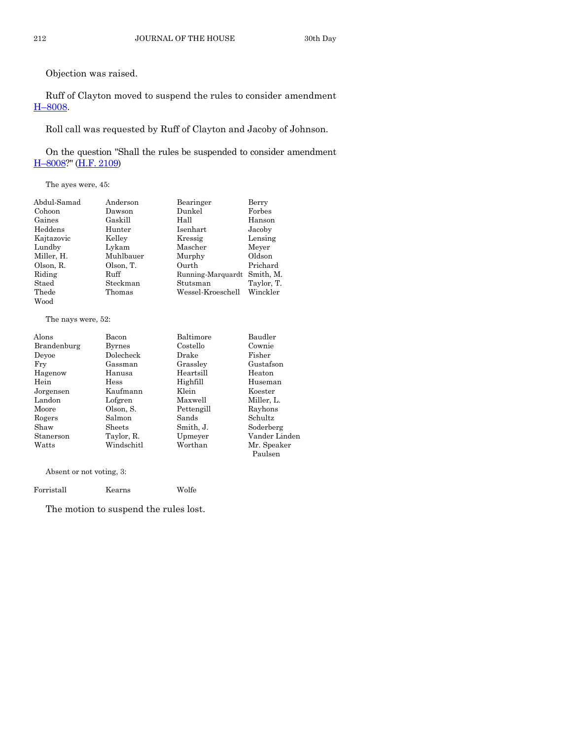Objection was raised.

Ruff of Clayton moved to suspend the rules to consider amendment H–8008.

Roll call was requested by Ruff of Clayton and Jacoby of Johnson.

On the question "Shall the rules be suspended to consider amendment H–8008?" (H.F. 2109)

The ayes were, 45:

| | | | |
|---|---|---|---|
| Abdul-Samad | Anderson | Bearinger | Berry |
| Cohoon | Dawson | Dunkel | Forbes |
| Gaines | Gaskill | Hall | Hanson |
| Heddens | Hunter | Isenhart | Jacoby |
| Kajtazovic | Kelley | Kressig | Lensing |
| Lundby | Lykam | Mascher | Meyer |
| Miller, H. | Muhlbauer | Murphy | Oldson |
| Olson, R. | Olson, T. | Ourth | Prichard |
| Riding | Ruff | Running-Marquardt | Smith, M. |
| Staed | Steckman | Stutsman | Taylor, T. |
| Thede | Thomas | Wessel-Kroeschell | Winckler |
| Wood | | | |

The nays were, 52:

| | | | |
|---|---|---|---|
| Alons | Bacon | Baltimore | Baudler |
| Brandenburg | Byrnes | Costello | Cownie |
| Deyoe | Dolecheck | Drake | Fisher |
| Fry | Gassman | Grassley | Gustafson |
| Hagenow | Hanusa | Heartsill | Heaton |
| Hein | Hess | Highfill | Huseman |
| Jorgensen | Kaufmann | Klein | Koester |
| Landon | Lofgren | Maxwell | Miller, L. |
| Moore | Olson, S. | Pettengill | Rayhons |
| Rogers | Salmon | Sands | Schultz |
| Shaw | Sheets | Smith, J. | Soderberg |
| Stanerson | Taylor, R. | Upmeyer | Vander Linden |
| Watts | Windschitl | Worthan | Mr. Speaker Paulsen |

Absent or not voting, 3:

| | | |
|---|---|---|
| Forristall | Kearns | Wolfe |

The motion to suspend the rules lost.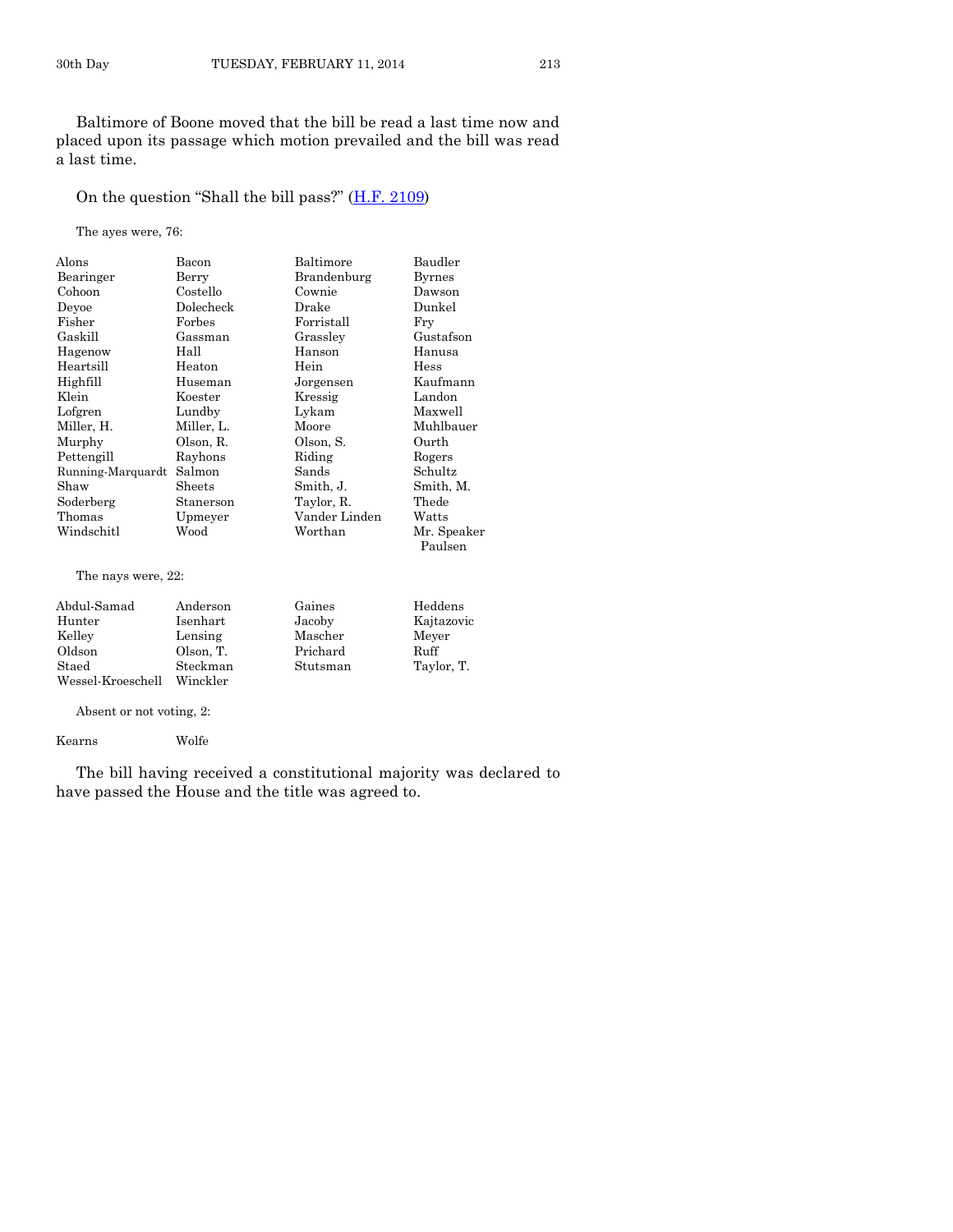Baltimore of Boone moved that the bill be read a last time now and placed upon its passage which motion prevailed and the bill was read a last time.

On the question "Shall the bill pass?" (H.F. 2109)

The ayes were, 76:

| | | | |
|---|---|---|---|
| Alons | Bacon | Baltimore | Baudler |
| Bearinger | Berry | Brandenburg | Byrnes |
| Cohoon | Costello | Cownie | Dawson |
| Deyoe | Dolecheck | Drake | Dunkel |
| Fisher | Forbes | Forristall | Fry |
| Gaskill | Gassman | Grassley | Gustafson |
| Hagenow | Hall | Hanson | Hanusa |
| Heartsill | Heaton | Hein | Hess |
| Highfill | Huseman | Jorgensen | Kaufmann |
| Klein | Koester | Kressig | Landon |
| Lofgren | Lundby | Lykam | Maxwell |
| Miller, H. | Miller, L. | Moore | Muhlbauer |
| Murphy | Olson, R. | Olson, S. | Ourth |
| Pettengill | Rayhons | Riding | Rogers |
| Running-Marquardt | Salmon | Sands | Schultz |
| Shaw | Sheets | Smith, J. | Smith, M. |
| Soderberg | Stanerson | Taylor, R. | Thede |
| Thomas | Upmeyer | Vander Linden | Watts |
| Windschitl | Wood | Worthan | Mr. Speaker Paulsen |

The nays were, 22:

| | | | |
|---|---|---|---|
| Abdul-Samad | Anderson | Gaines | Heddens |
| Hunter | Isenhart | Jacoby | Kajtazovic |
| Kelley | Lensing | Mascher | Meyer |
| Oldson | Olson, T. | Prichard | Ruff |
| Staed | Steckman | Stutsman | Taylor, T. |
| Wessel-Kroeschell | Winckler | | |

Absent or not voting, 2:

| | |
|---|---|
| Kearns | Wolfe |

The bill having received a constitutional majority was declared to have passed the House and the title was agreed to.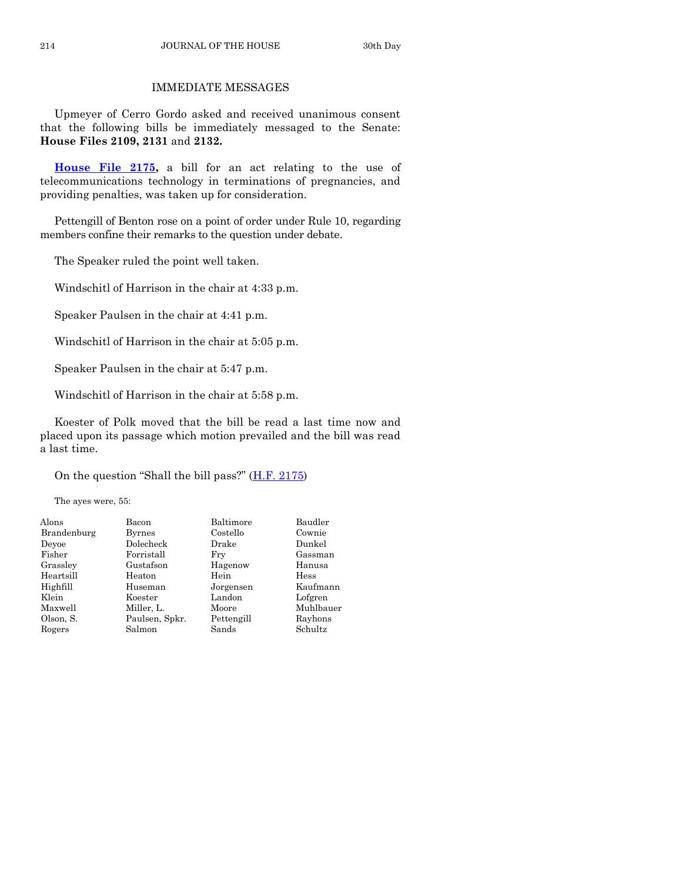## IMMEDIATE MESSAGES

Upmeyer of Cerro Gordo asked and received unanimous consent that the following bills be immediately messaged to the Senate: **House Files 2109, 2131** and **2132.**

**House File 2175,** a bill for an act relating to the use of telecommunications technology in terminations of pregnancies, and providing penalties, was taken up for consideration.

Pettengill of Benton rose on a point of order under Rule 10, regarding members confine their remarks to the question under debate.

The Speaker ruled the point well taken.

Windschitl of Harrison in the chair at 4:33 p.m.

Speaker Paulsen in the chair at 4:41 p.m.

Windschitl of Harrison in the chair at 5:05 p.m.

Speaker Paulsen in the chair at 5:47 p.m.

Windschitl of Harrison in the chair at 5:58 p.m.

Koester of Polk moved that the bill be read a last time now and placed upon its passage which motion prevailed and the bill was read a last time.

On the question "Shall the bill pass?" (H.F. 2175)

The ayes were, 55:

| | | | |
|---|---|---|---|
| Alons | Bacon | Baltimore | Baudler |
| Brandenburg | Byrnes | Costello | Cownie |
| Deyoe | Dolecheck | Drake | Dunkel |
| Fisher | Forristall | Fry | Gassman |
| Grassley | Gustafson | Hagenow | Hanusa |
| Heartsill | Heaton | Hein | Hess |
| Highfill | Huseman | Jorgensen | Kaufmann |
| Klein | Koester | Landon | Lofgren |
| Maxwell | Miller, L. | Moore | Muhlbauer |
| Olson, S. | Paulsen, Spkr. | Pettengill | Rayhons |
| Rogers | Salmon | Sands | Schultz |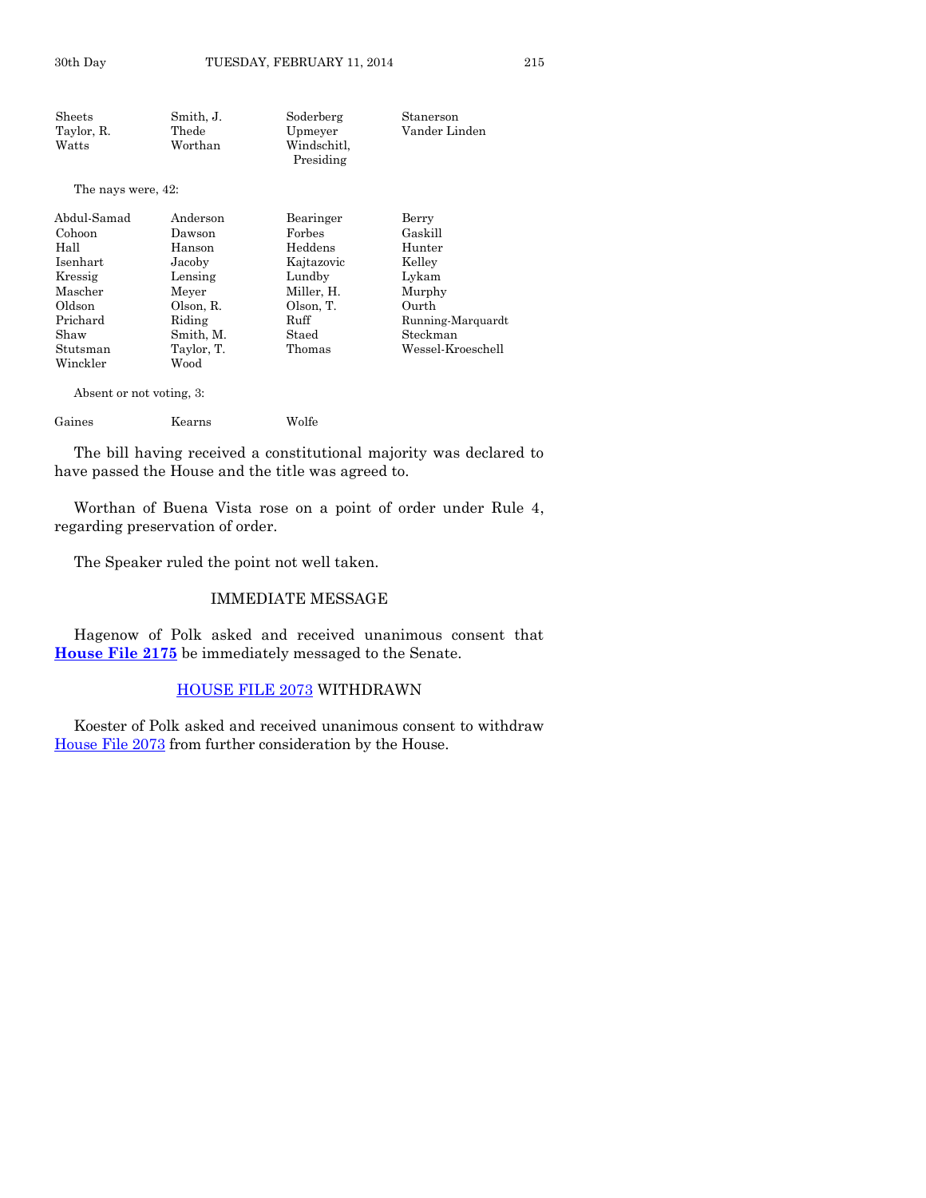| | | | |
|---|---|---|---|
| Sheets | Smith, J. | Soderberg | Stanerson |
| Taylor, R. | Thede | Upmeyer | Vander Linden |
| Watts | Worthan | Windschitl, Presiding | |

The nays were, 42:

| | | | |
|---|---|---|---|
| Abdul-Samad | Anderson | Bearinger | Berry |
| Cohoon | Dawson | Forbes | Gaskill |
| Hall | Hanson | Heddens | Hunter |
| Isenhart | Jacoby | Kajtazovic | Kelley |
| Kressig | Lensing | Lundby | Lykam |
| Mascher | Meyer | Miller, H. | Murphy |
| Oldson | Olson, R. | Olson, T. | Ourth |
| Prichard | Riding | Ruff | Running-Marquardt |
| Shaw | Smith, M. | Staed | Steckman |
| Stutsman | Taylor, T. | Thomas | Wessel-Kroeschell |
| Winckler | Wood | | |

Absent or not voting, 3:

| | | |
|---|---|---|
| Gaines | Kearns | Wolfe |

The bill having received a constitutional majority was declared to have passed the House and the title was agreed to.

Worthan of Buena Vista rose on a point of order under Rule 4, regarding preservation of order.

The Speaker ruled the point not well taken.

## IMMEDIATE MESSAGE

Hagenow of Polk asked and received unanimous consent that **House File 2175** be immediately messaged to the Senate.

## HOUSE FILE 2073 WITHDRAWN

Koester of Polk asked and received unanimous consent to withdraw House File 2073 from further consideration by the House.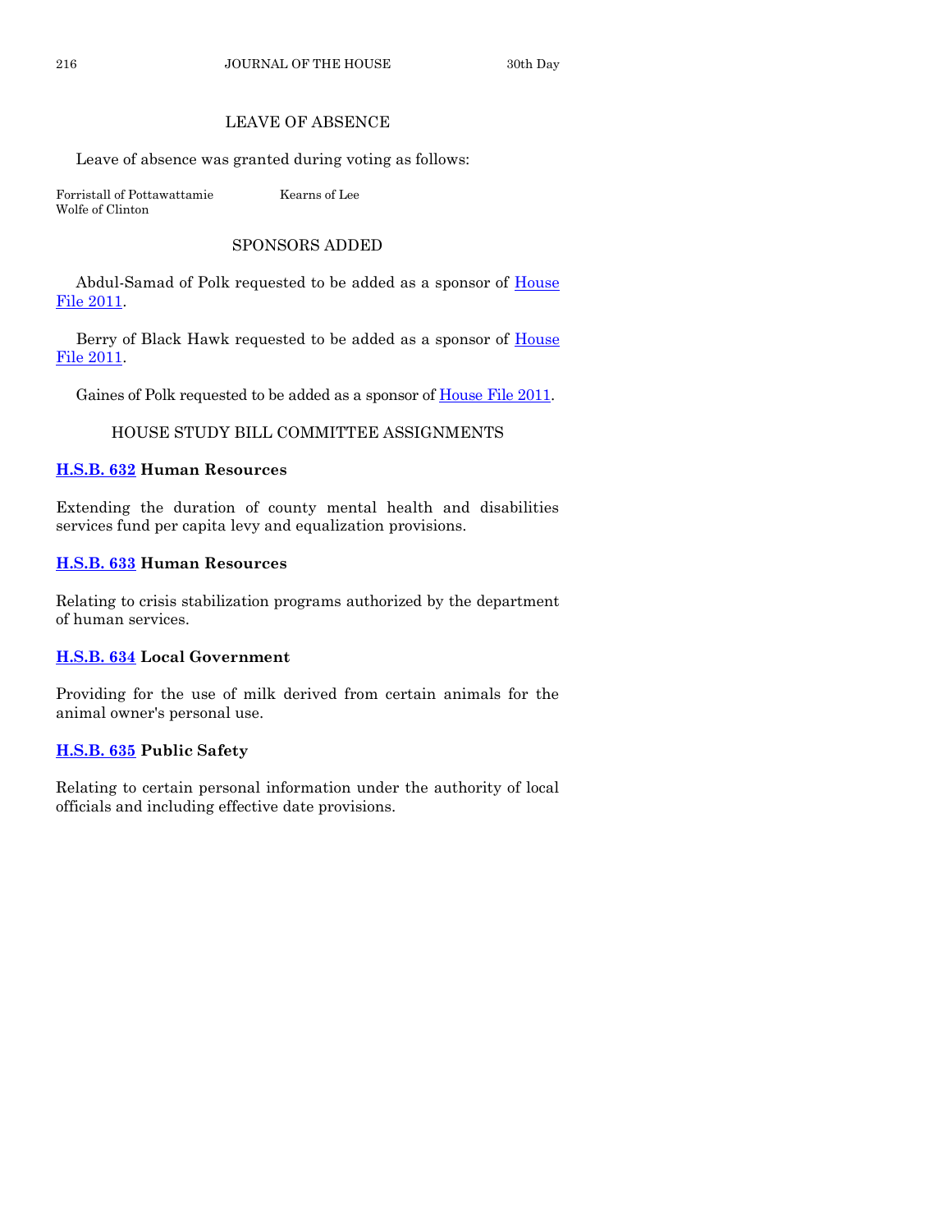## LEAVE OF ABSENCE

Leave of absence was granted during voting as follows:

Forristall of Pottawattamie Kearns of Lee
Wolfe of Clinton

## SPONSORS ADDED

Abdul-Samad of Polk requested to be added as a sponsor of House File 2011.

Berry of Black Hawk requested to be added as a sponsor of House File 2011.

Gaines of Polk requested to be added as a sponsor of House File 2011.

## HOUSE STUDY BILL COMMITTEE ASSIGNMENTS

**H.S.B. 632 Human Resources**

Extending the duration of county mental health and disabilities services fund per capita levy and equalization provisions.

**H.S.B. 633 Human Resources**

Relating to crisis stabilization programs authorized by the department of human services.

**H.S.B. 634 Local Government**

Providing for the use of milk derived from certain animals for the animal owner's personal use.

**H.S.B. 635 Public Safety**

Relating to certain personal information under the authority of local officials and including effective date provisions.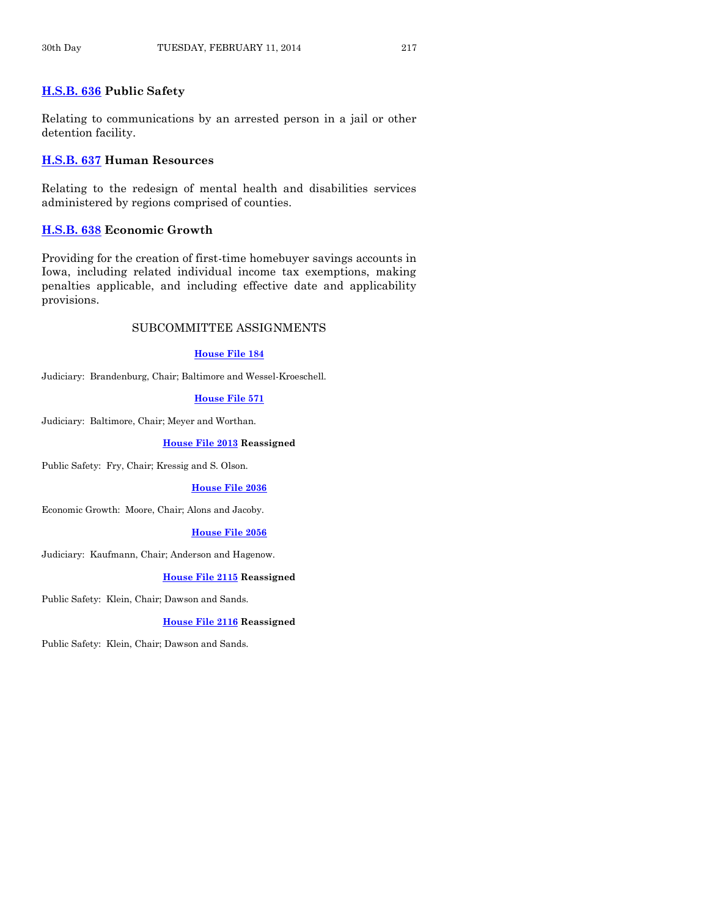**H.S.B. 636 Public Safety**

Relating to communications by an arrested person in a jail or other detention facility.

**H.S.B. 637 Human Resources**

Relating to the redesign of mental health and disabilities services administered by regions comprised of counties.

**H.S.B. 638 Economic Growth**

Providing for the creation of first-time homebuyer savings accounts in Iowa, including related individual income tax exemptions, making penalties applicable, and including effective date and applicability provisions.

## SUBCOMMITTEE ASSIGNMENTS

**House File 184**

Judiciary: Brandenburg, Chair; Baltimore and Wessel-Kroeschell.

**House File 571**

Judiciary: Baltimore, Chair; Meyer and Worthan.

**House File 2013 Reassigned**

Public Safety: Fry, Chair; Kressig and S. Olson.

**House File 2036**

Economic Growth: Moore, Chair; Alons and Jacoby.

**House File 2056**

Judiciary: Kaufmann, Chair; Anderson and Hagenow.

**House File 2115 Reassigned**

Public Safety: Klein, Chair; Dawson and Sands.

**House File 2116 Reassigned**

Public Safety: Klein, Chair; Dawson and Sands.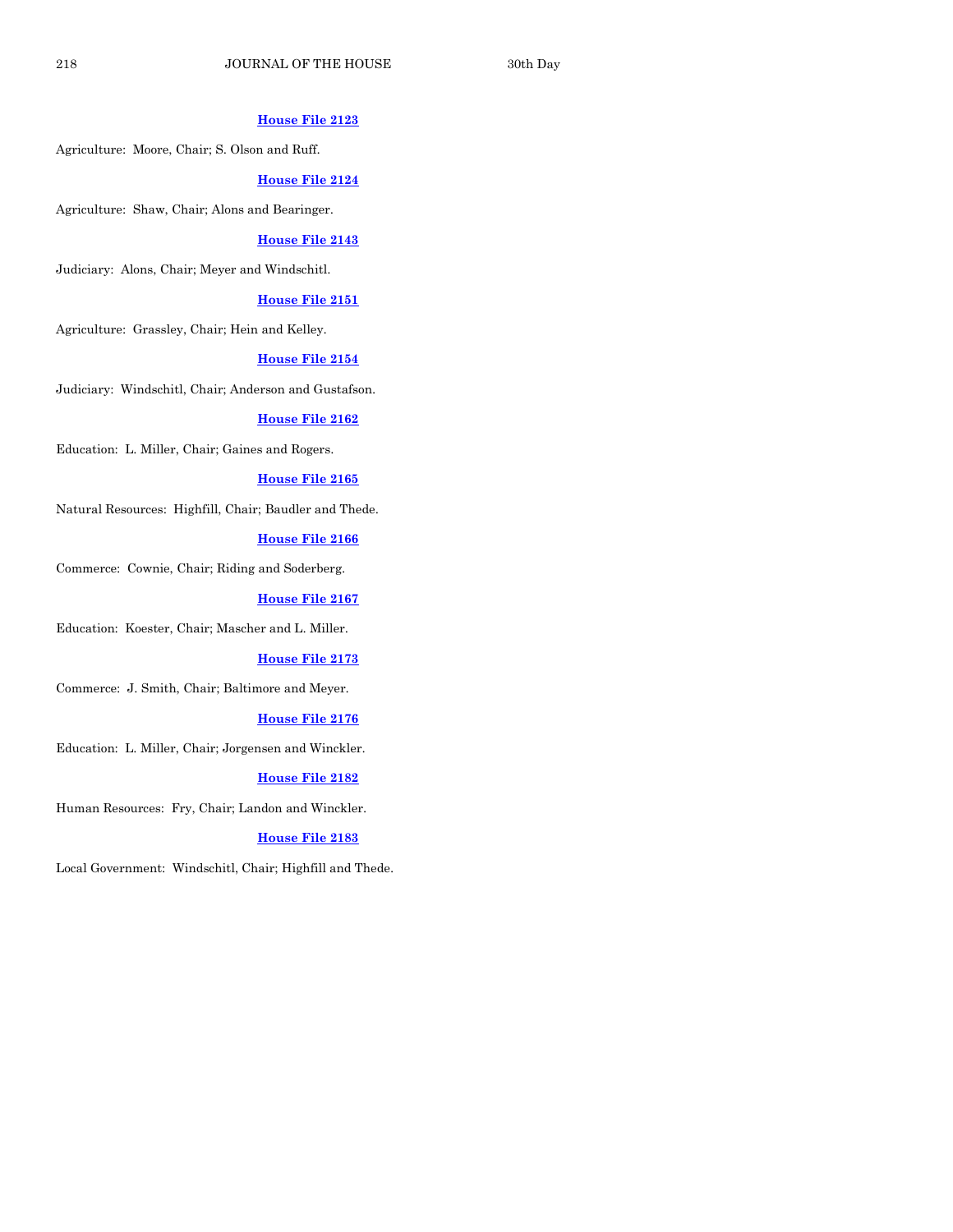**House File 2123**

Agriculture: Moore, Chair; S. Olson and Ruff.

**House File 2124**

Agriculture: Shaw, Chair; Alons and Bearinger.

**House File 2143**

Judiciary: Alons, Chair; Meyer and Windschitl.

**House File 2151**

Agriculture: Grassley, Chair; Hein and Kelley.

**House File 2154**

Judiciary: Windschitl, Chair; Anderson and Gustafson.

**House File 2162**

Education: L. Miller, Chair; Gaines and Rogers.

**House File 2165**

Natural Resources: Highfill, Chair; Baudler and Thede.

**House File 2166**

Commerce: Cownie, Chair; Riding and Soderberg.

**House File 2167**

Education: Koester, Chair; Mascher and L. Miller.

**House File 2173**

Commerce: J. Smith, Chair; Baltimore and Meyer.

**House File 2176**

Education: L. Miller, Chair; Jorgensen and Winckler.

**House File 2182**

Human Resources: Fry, Chair; Landon and Winckler.

**House File 2183**

Local Government: Windschitl, Chair; Highfill and Thede.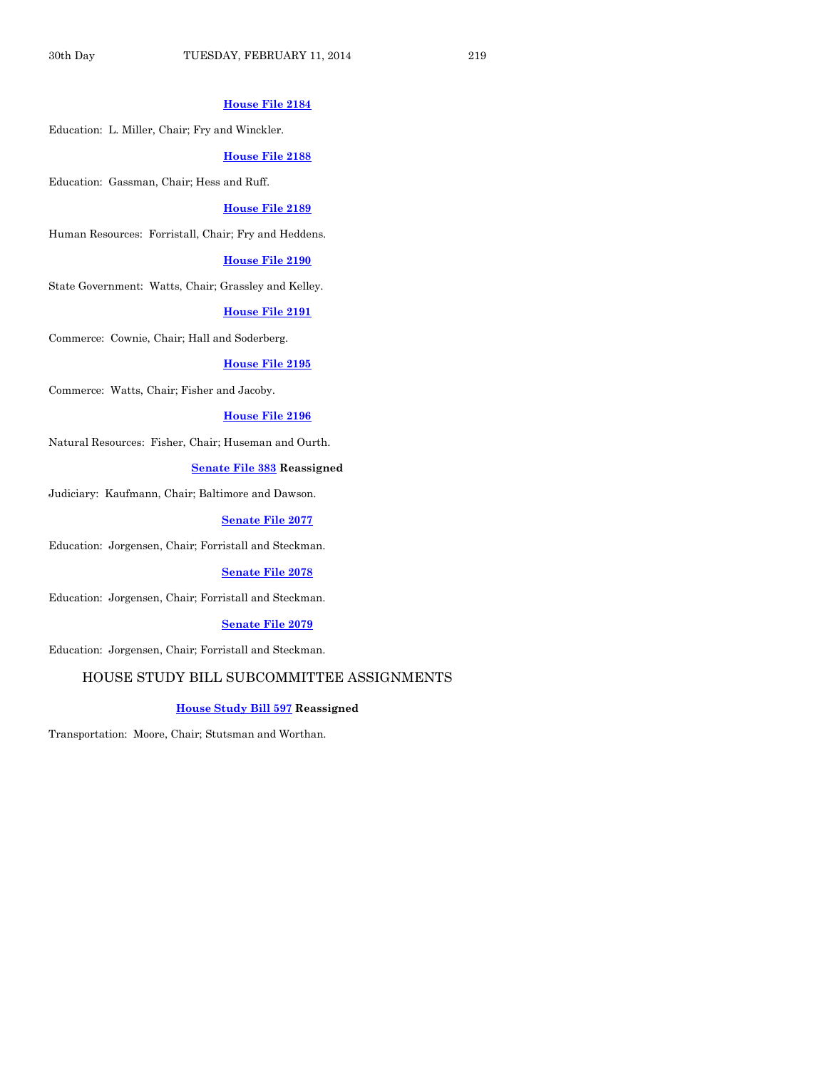**House File 2184**

Education: L. Miller, Chair; Fry and Winckler.

**House File 2188**

Education: Gassman, Chair; Hess and Ruff.

**House File 2189**

Human Resources: Forristall, Chair; Fry and Heddens.

**House File 2190**

State Government: Watts, Chair; Grassley and Kelley.

**House File 2191**

Commerce: Cownie, Chair; Hall and Soderberg.

**House File 2195**

Commerce: Watts, Chair; Fisher and Jacoby.

**House File 2196**

Natural Resources: Fisher, Chair; Huseman and Ourth.

**Senate File 383 Reassigned**

Judiciary: Kaufmann, Chair; Baltimore and Dawson.

**Senate File 2077**

Education: Jorgensen, Chair; Forristall and Steckman.

**Senate File 2078**

Education: Jorgensen, Chair; Forristall and Steckman.

**Senate File 2079**

Education: Jorgensen, Chair; Forristall and Steckman.

## HOUSE STUDY BILL SUBCOMMITTEE ASSIGNMENTS

**House Study Bill 597 Reassigned**

Transportation: Moore, Chair; Stutsman and Worthan.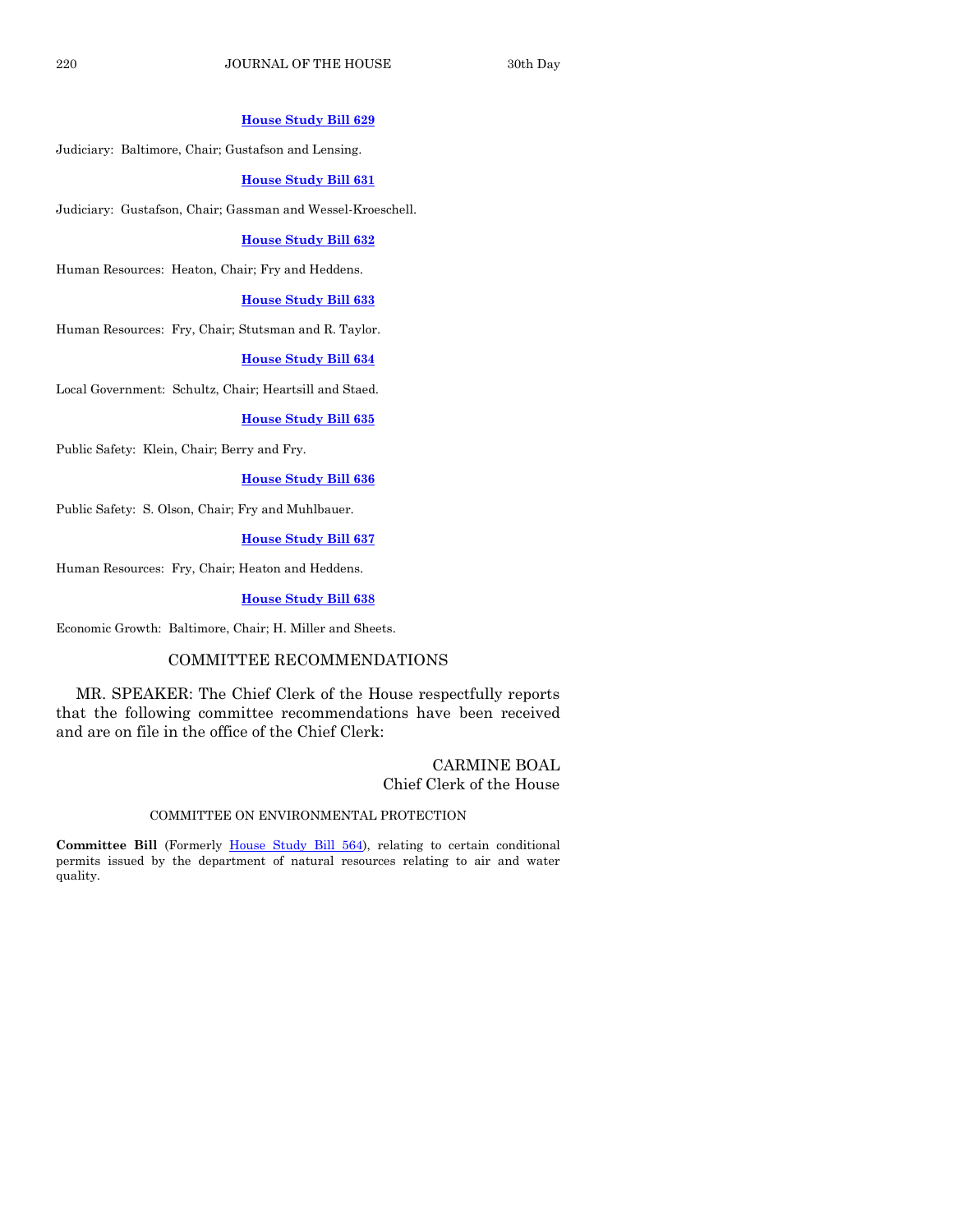**House Study Bill 629**

Judiciary: Baltimore, Chair; Gustafson and Lensing.

**House Study Bill 631**

Judiciary: Gustafson, Chair; Gassman and Wessel-Kroeschell.

**House Study Bill 632**

Human Resources: Heaton, Chair; Fry and Heddens.

**House Study Bill 633**

Human Resources: Fry, Chair; Stutsman and R. Taylor.

**House Study Bill 634**

Local Government: Schultz, Chair; Heartsill and Staed.

**House Study Bill 635**

Public Safety: Klein, Chair; Berry and Fry.

**House Study Bill 636**

Public Safety: S. Olson, Chair; Fry and Muhlbauer.

**House Study Bill 637**

Human Resources: Fry, Chair; Heaton and Heddens.

**House Study Bill 638**

Economic Growth: Baltimore, Chair; H. Miller and Sheets.

## COMMITTEE RECOMMENDATIONS

MR. SPEAKER: The Chief Clerk of the House respectfully reports that the following committee recommendations have been received and are on file in the office of the Chief Clerk:

CARMINE BOAL
Chief Clerk of the House

### COMMITTEE ON ENVIRONMENTAL PROTECTION

**Committee Bill** (Formerly House Study Bill 564), relating to certain conditional permits issued by the department of natural resources relating to air and water quality.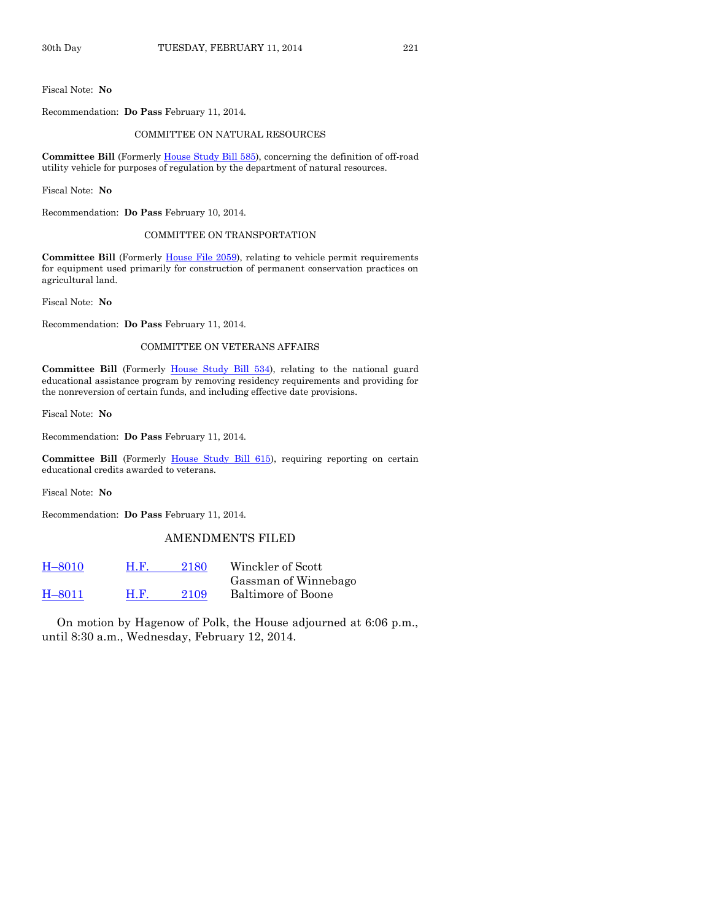Fiscal Note: **No**

Recommendation: **Do Pass** February 11, 2014.

COMMITTEE ON NATURAL RESOURCES

**Committee Bill** (Formerly House Study Bill 585), concerning the definition of off-road utility vehicle for purposes of regulation by the department of natural resources.

Fiscal Note: **No**

Recommendation: **Do Pass** February 10, 2014.

COMMITTEE ON TRANSPORTATION

**Committee Bill** (Formerly House File 2059), relating to vehicle permit requirements for equipment used primarily for construction of permanent conservation practices on agricultural land.

Fiscal Note: **No**

Recommendation: **Do Pass** February 11, 2014.

COMMITTEE ON VETERANS AFFAIRS

**Committee Bill** (Formerly House Study Bill 534), relating to the national guard educational assistance program by removing residency requirements and providing for the nonreversion of certain funds, and including effective date provisions.

Fiscal Note: **No**

Recommendation: **Do Pass** February 11, 2014.

**Committee Bill** (Formerly House Study Bill 615), requiring reporting on certain educational credits awarded to veterans.

Fiscal Note: **No**

Recommendation: **Do Pass** February 11, 2014.

## AMENDMENTS FILED

| | | |
|---|---|---|
| H–8010 | H.F. 2180 | Winckler of Scott<br>Gassman of Winnebago |
| H–8011 | H.F. 2109 | Baltimore of Boone |

On motion by Hagenow of Polk, the House adjourned at 6:06 p.m., until 8:30 a.m., Wednesday, February 12, 2014.